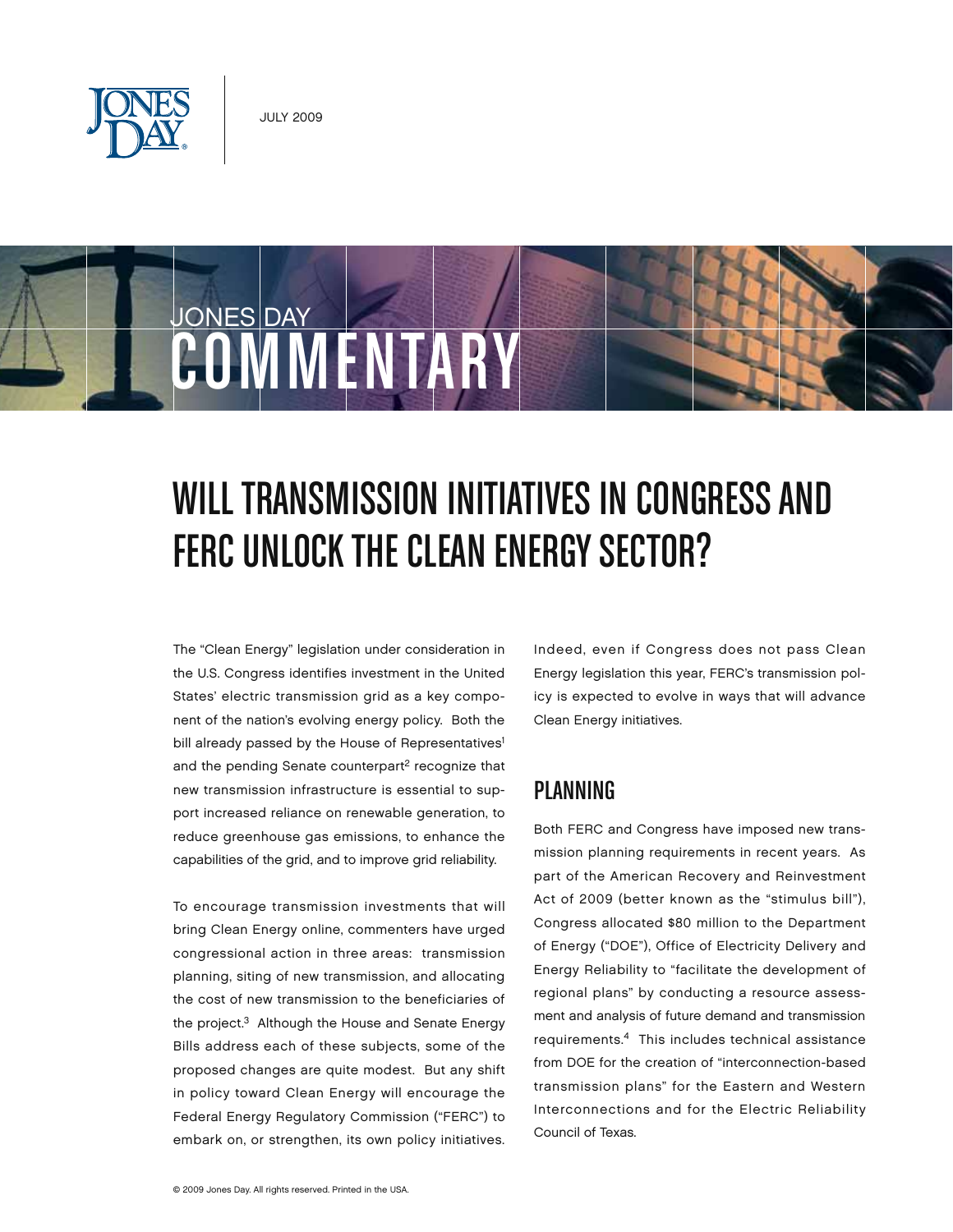JULY 2009

JONES DAY COMMENTARY

# WILL TRANSMISSION INITIATIVES IN CONGRESS AND FERC UNLOCK THE CLEAN ENERGY SECTOR?

The "Clean Energy" legislation under consideration in the U.S. Congress identifies investment in the United States' electric transmission grid as a key component of the nation's evolving energy policy. Both the bill already passed by the House of Representatives[1] and the pending Senate counterpart[2] recognize that new transmission infrastructure is essential to support increased reliance on renewable generation, to reduce greenhouse gas emissions, to enhance the capabilities of the grid, and to improve grid reliability.

To encourage transmission investments that will bring Clean Energy online, commenters have urged congressional action in three areas: transmission planning, siting of new transmission, and allocating the cost of new transmission to the beneficiaries of the project.[3] Although the House and Senate Energy Bills address each of these subjects, some of the proposed changes are quite modest. But any shift in policy toward Clean Energy will encourage the Federal Energy Regulatory Commission ("FERC") to embark on, or strengthen, its own policy initiatives. Indeed, even if Congress does not pass Clean Energy legislation this year, FERC's transmission policy is expected to evolve in ways that will advance Clean Energy initiatives.

## PLANNING

Both FERC and Congress have imposed new transmission planning requirements in recent years. As part of the American Recovery and Reinvestment Act of 2009 (better known as the "stimulus bill"), Congress allocated $80 million to the Department of Energy ("DOE"), Office of Electricity Delivery and Energy Reliability to "facilitate the development of regional plans" by conducting a resource assessment and analysis of future demand and transmission requirements.[4] This includes technical assistance from DOE for the creation of "interconnection-based transmission plans" for the Eastern and Western Interconnections and for the Electric Reliability Council of Texas.

© 2009 Jones Day. All rights reserved. Printed in the USA.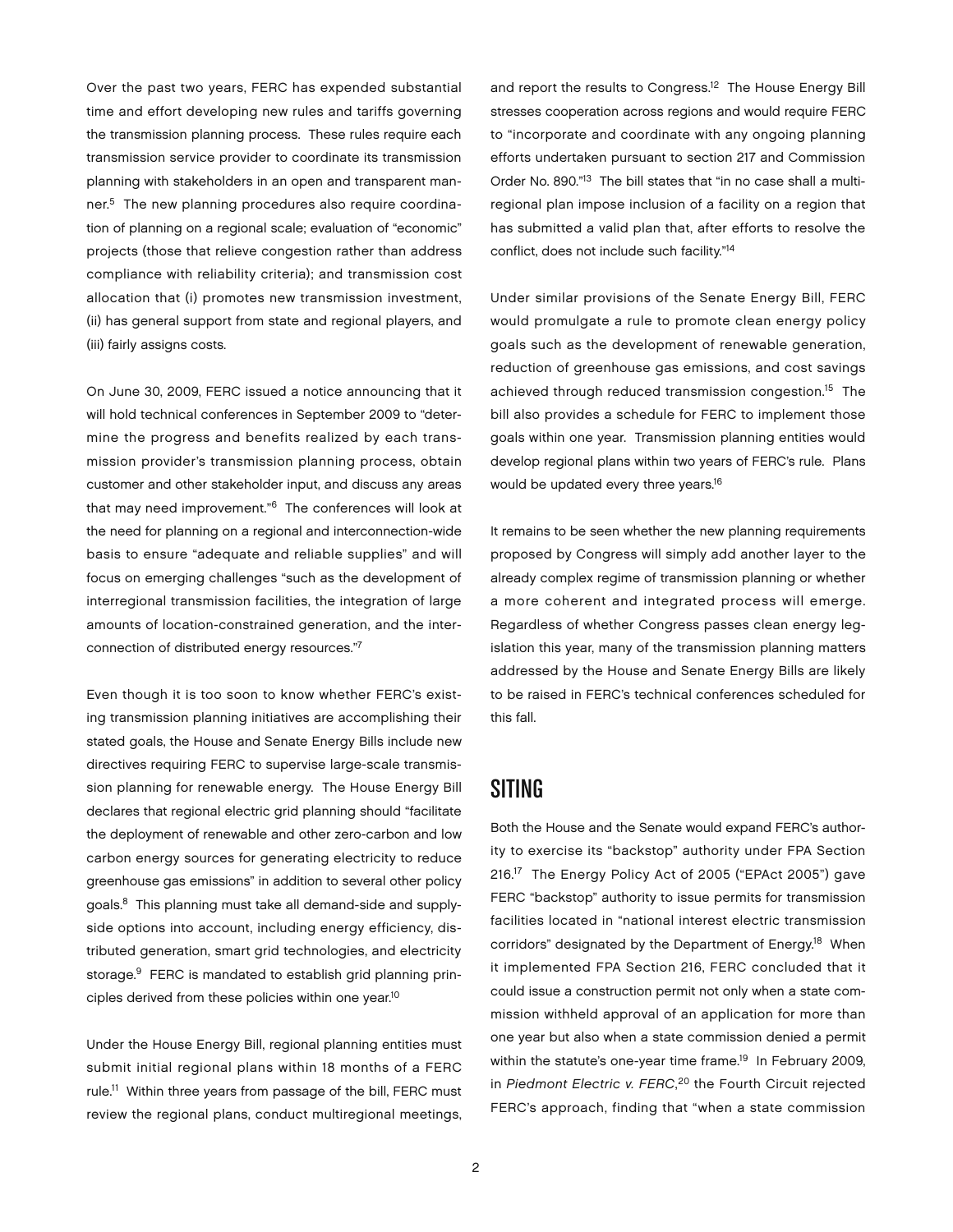Over the past two years, FERC has expended substantial time and effort developing new rules and tariffs governing the transmission planning process. These rules require each transmission service provider to coordinate its transmission planning with stakeholders in an open and transparent manner.[5] The new planning procedures also require coordination of planning on a regional scale; evaluation of "economic" projects (those that relieve congestion rather than address compliance with reliability criteria); and transmission cost allocation that (i) promotes new transmission investment, (ii) has general support from state and regional players, and (iii) fairly assigns costs.

On June 30, 2009, FERC issued a notice announcing that it will hold technical conferences in September 2009 to "determine the progress and benefits realized by each transmission provider's transmission planning process, obtain customer and other stakeholder input, and discuss any areas that may need improvement."[6] The conferences will look at the need for planning on a regional and interconnection-wide basis to ensure "adequate and reliable supplies" and will focus on emerging challenges "such as the development of interregional transmission facilities, the integration of large amounts of location-constrained generation, and the interconnection of distributed energy resources."[7]

Even though it is too soon to know whether FERC's existing transmission planning initiatives are accomplishing their stated goals, the House and Senate Energy Bills include new directives requiring FERC to supervise large-scale transmission planning for renewable energy. The House Energy Bill declares that regional electric grid planning should "facilitate the deployment of renewable and other zero-carbon and low carbon energy sources for generating electricity to reduce greenhouse gas emissions" in addition to several other policy goals.[8] This planning must take all demand-side and supply-side options into account, including energy efficiency, distributed generation, smart grid technologies, and electricity storage.[9] FERC is mandated to establish grid planning principles derived from these policies within one year.[10]

Under the House Energy Bill, regional planning entities must submit initial regional plans within 18 months of a FERC rule.[11] Within three years from passage of the bill, FERC must review the regional plans, conduct multiregional meetings, and report the results to Congress.[12] The House Energy Bill stresses cooperation across regions and would require FERC to "incorporate and coordinate with any ongoing planning efforts undertaken pursuant to section 217 and Commission Order No. 890."[13] The bill states that "in no case shall a multiregional plan impose inclusion of a facility on a region that has submitted a valid plan that, after efforts to resolve the conflict, does not include such facility."[14]

Under similar provisions of the Senate Energy Bill, FERC would promulgate a rule to promote clean energy policy goals such as the development of renewable generation, reduction of greenhouse gas emissions, and cost savings achieved through reduced transmission congestion.[15] The bill also provides a schedule for FERC to implement those goals within one year. Transmission planning entities would develop regional plans within two years of FERC's rule. Plans would be updated every three years.[16]

It remains to be seen whether the new planning requirements proposed by Congress will simply add another layer to the already complex regime of transmission planning or whether a more coherent and integrated process will emerge. Regardless of whether Congress passes clean energy legislation this year, many of the transmission planning matters addressed by the House and Senate Energy Bills are likely to be raised in FERC's technical conferences scheduled for this fall.

## SITING

Both the House and the Senate would expand FERC's authority to exercise its "backstop" authority under FPA Section 216.[17] The Energy Policy Act of 2005 ("EPAct 2005") gave FERC "backstop" authority to issue permits for transmission facilities located in "national interest electric transmission corridors" designated by the Department of Energy.[18] When it implemented FPA Section 216, FERC concluded that it could issue a construction permit not only when a state commission withheld approval of an application for more than one year but also when a state commission denied a permit within the statute's one-year time frame.[19] In February 2009, in *Piedmont Electric v. FERC*,[20] the Fourth Circuit rejected FERC's approach, finding that "when a state commission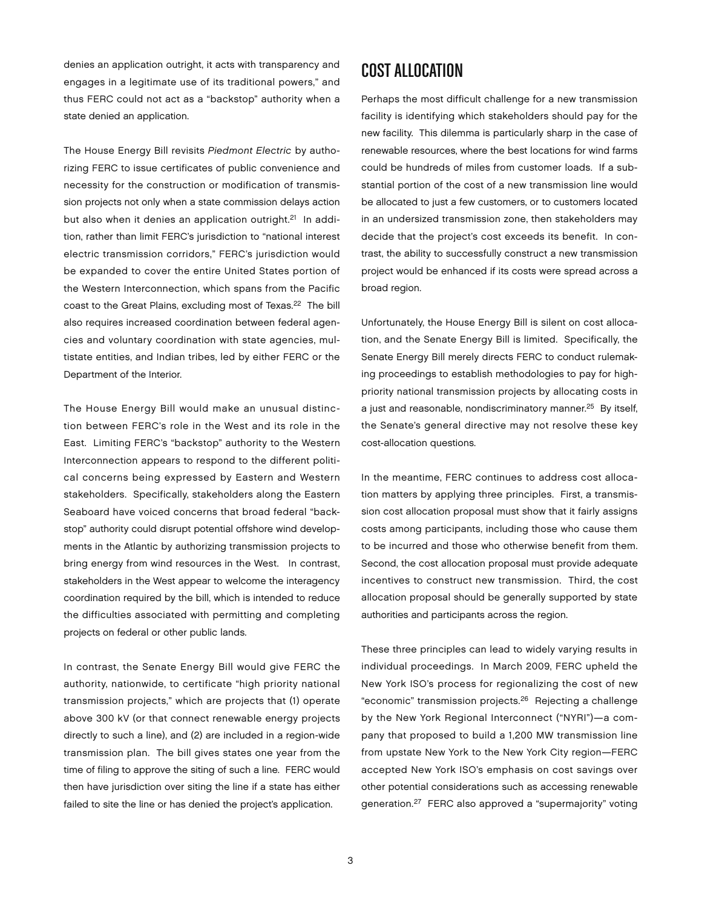denies an application outright, it acts with transparency and engages in a legitimate use of its traditional powers," and thus FERC could not act as a "backstop" authority when a state denied an application.

The House Energy Bill revisits *Piedmont Electric* by authorizing FERC to issue certificates of public convenience and necessity for the construction or modification of transmission projects not only when a state commission delays action but also when it denies an application outright.[21] In addition, rather than limit FERC's jurisdiction to "national interest electric transmission corridors," FERC's jurisdiction would be expanded to cover the entire United States portion of the Western Interconnection, which spans from the Pacific coast to the Great Plains, excluding most of Texas.[22] The bill also requires increased coordination between federal agencies and voluntary coordination with state agencies, multistate entities, and Indian tribes, led by either FERC or the Department of the Interior.

The House Energy Bill would make an unusual distinction between FERC's role in the West and its role in the East. Limiting FERC's "backstop" authority to the Western Interconnection appears to respond to the different political concerns being expressed by Eastern and Western stakeholders. Specifically, stakeholders along the Eastern Seaboard have voiced concerns that broad federal "backstop" authority could disrupt potential offshore wind developments in the Atlantic by authorizing transmission projects to bring energy from wind resources in the West. In contrast, stakeholders in the West appear to welcome the interagency coordination required by the bill, which is intended to reduce the difficulties associated with permitting and completing projects on federal or other public lands.

In contrast, the Senate Energy Bill would give FERC the authority, nationwide, to certificate "high priority national transmission projects," which are projects that (1) operate above 300 kV (or that connect renewable energy projects directly to such a line), and (2) are included in a region-wide transmission plan. The bill gives states one year from the time of filing to approve the siting of such a line. FERC would then have jurisdiction over siting the line if a state has either failed to site the line or has denied the project's application.

## COST ALLOCATION

Perhaps the most difficult challenge for a new transmission facility is identifying which stakeholders should pay for the new facility. This dilemma is particularly sharp in the case of renewable resources, where the best locations for wind farms could be hundreds of miles from customer loads. If a substantial portion of the cost of a new transmission line would be allocated to just a few customers, or to customers located in an undersized transmission zone, then stakeholders may decide that the project's cost exceeds its benefit. In contrast, the ability to successfully construct a new transmission project would be enhanced if its costs were spread across a broad region.

Unfortunately, the House Energy Bill is silent on cost allocation, and the Senate Energy Bill is limited. Specifically, the Senate Energy Bill merely directs FERC to conduct rulemaking proceedings to establish methodologies to pay for high-priority national transmission projects by allocating costs in a just and reasonable, nondiscriminatory manner.[25] By itself, the Senate's general directive may not resolve these key cost-allocation questions.

In the meantime, FERC continues to address cost allocation matters by applying three principles. First, a transmission cost allocation proposal must show that it fairly assigns costs among participants, including those who cause them to be incurred and those who otherwise benefit from them. Second, the cost allocation proposal must provide adequate incentives to construct new transmission. Third, the cost allocation proposal should be generally supported by state authorities and participants across the region.

These three principles can lead to widely varying results in individual proceedings. In March 2009, FERC upheld the New York ISO's process for regionalizing the cost of new "economic" transmission projects.[26] Rejecting a challenge by the New York Regional Interconnect ("NYRI")—a company that proposed to build a 1,200 MW transmission line from upstate New York to the New York City region—FERC accepted New York ISO's emphasis on cost savings over other potential considerations such as accessing renewable generation.[27] FERC also approved a "supermajority" voting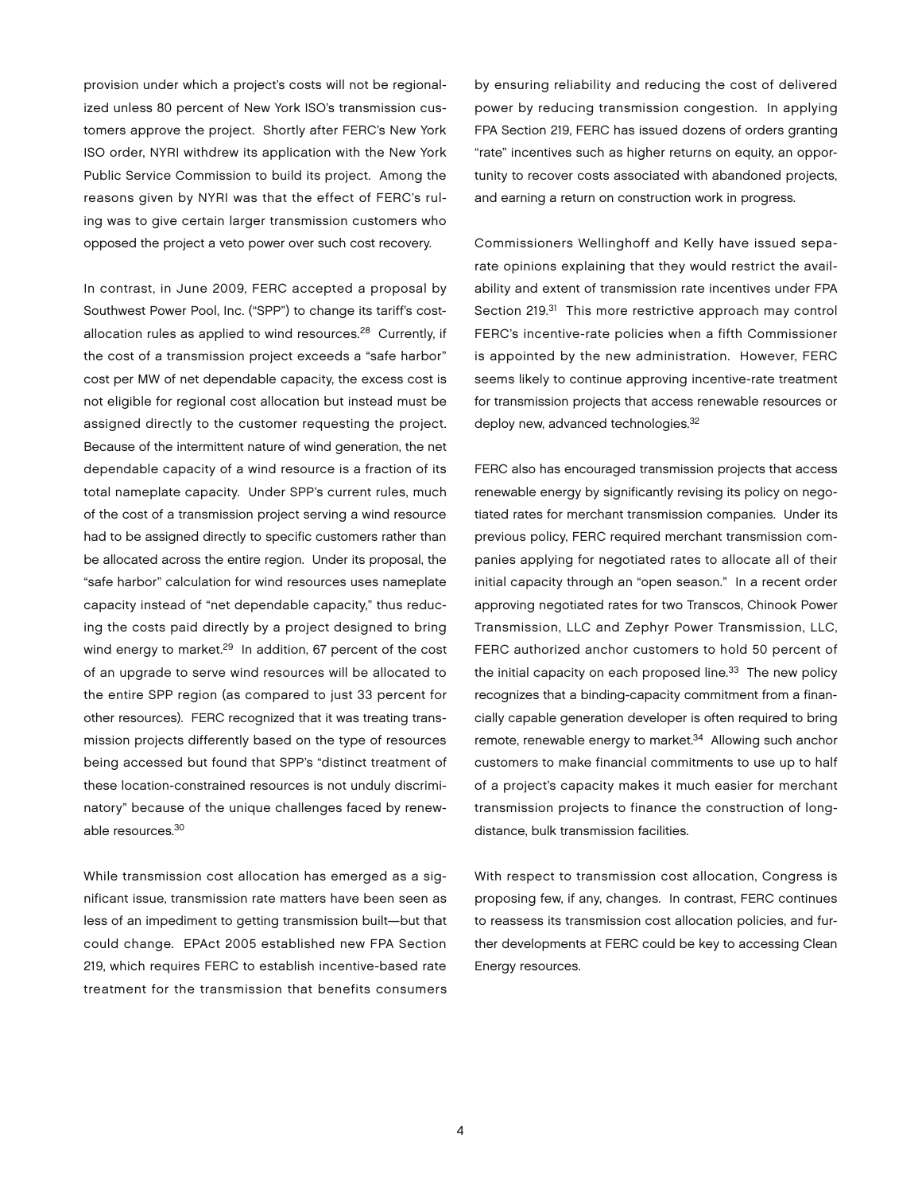provision under which a project's costs will not be regionalized unless 80 percent of New York ISO's transmission customers approve the project. Shortly after FERC's New York ISO order, NYRI withdrew its application with the New York Public Service Commission to build its project. Among the reasons given by NYRI was that the effect of FERC's ruling was to give certain larger transmission customers who opposed the project a veto power over such cost recovery.

In contrast, in June 2009, FERC accepted a proposal by Southwest Power Pool, Inc. ("SPP") to change its tariff's cost-allocation rules as applied to wind resources.[28] Currently, if the cost of a transmission project exceeds a "safe harbor" cost per MW of net dependable capacity, the excess cost is not eligible for regional cost allocation but instead must be assigned directly to the customer requesting the project. Because of the intermittent nature of wind generation, the net dependable capacity of a wind resource is a fraction of its total nameplate capacity. Under SPP's current rules, much of the cost of a transmission project serving a wind resource had to be assigned directly to specific customers rather than be allocated across the entire region. Under its proposal, the "safe harbor" calculation for wind resources uses nameplate capacity instead of "net dependable capacity," thus reducing the costs paid directly by a project designed to bring wind energy to market.[29] In addition, 67 percent of the cost of an upgrade to serve wind resources will be allocated to the entire SPP region (as compared to just 33 percent for other resources). FERC recognized that it was treating transmission projects differently based on the type of resources being accessed but found that SPP's "distinct treatment of these location-constrained resources is not unduly discriminatory" because of the unique challenges faced by renewable resources.[30]

While transmission cost allocation has emerged as a significant issue, transmission rate matters have been seen as less of an impediment to getting transmission built—but that could change. EPAct 2005 established new FPA Section 219, which requires FERC to establish incentive-based rate treatment for the transmission that benefits consumers by ensuring reliability and reducing the cost of delivered power by reducing transmission congestion. In applying FPA Section 219, FERC has issued dozens of orders granting "rate" incentives such as higher returns on equity, an opportunity to recover costs associated with abandoned projects, and earning a return on construction work in progress.

Commissioners Wellinghoff and Kelly have issued separate opinions explaining that they would restrict the availability and extent of transmission rate incentives under FPA Section 219.[31] This more restrictive approach may control FERC's incentive-rate policies when a fifth Commissioner is appointed by the new administration. However, FERC seems likely to continue approving incentive-rate treatment for transmission projects that access renewable resources or deploy new, advanced technologies.[32]

FERC also has encouraged transmission projects that access renewable energy by significantly revising its policy on negotiated rates for merchant transmission companies. Under its previous policy, FERC required merchant transmission companies applying for negotiated rates to allocate all of their initial capacity through an "open season." In a recent order approving negotiated rates for two Transcos, Chinook Power Transmission, LLC and Zephyr Power Transmission, LLC, FERC authorized anchor customers to hold 50 percent of the initial capacity on each proposed line.[33] The new policy recognizes that a binding-capacity commitment from a financially capable generation developer is often required to bring remote, renewable energy to market.[34] Allowing such anchor customers to make financial commitments to use up to half of a project's capacity makes it much easier for merchant transmission projects to finance the construction of long-distance, bulk transmission facilities.

With respect to transmission cost allocation, Congress is proposing few, if any, changes. In contrast, FERC continues to reassess its transmission cost allocation policies, and further developments at FERC could be key to accessing Clean Energy resources.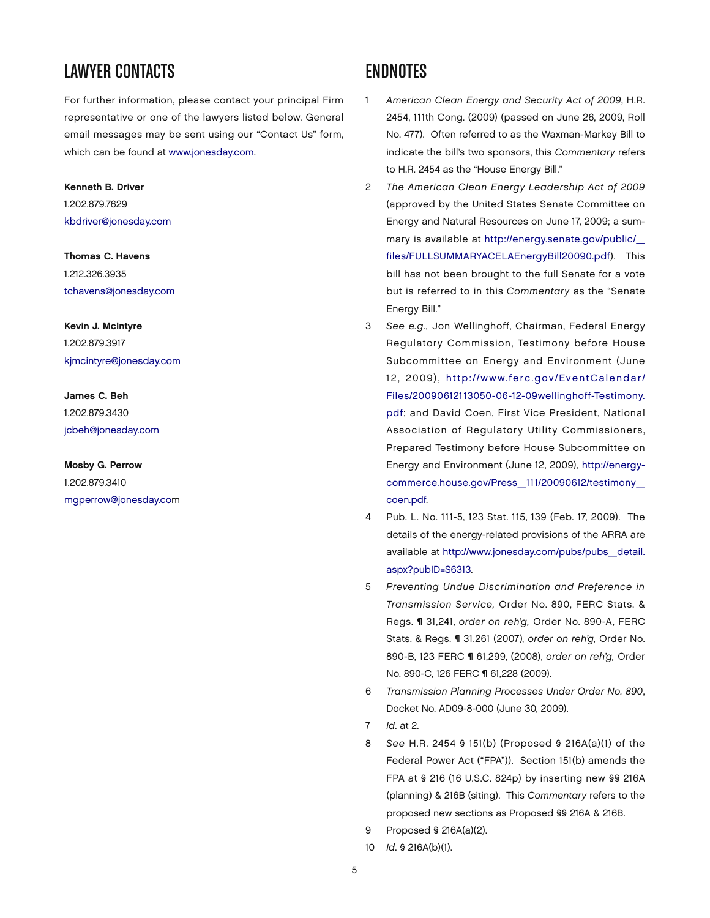## LAWYER CONTACTS

For further information, please contact your principal Firm representative or one of the lawyers listed below. General email messages may be sent using our "Contact Us" form, which can be found at www.jonesday.com.

**Kenneth B. Driver**
1.202.879.7629
kbdriver@jonesday.com

**Thomas C. Havens**
1.212.326.3935
tchavens@jonesday.com

**Kevin J. McIntyre**
1.202.879.3917
kjmcintyre@jonesday.com

**James C. Beh**
1.202.879.3430
jcbeh@jonesday.com

**Mosby G. Perrow**
1.202.879.3410
mgperrow@jonesday.com

## ENDNOTES

1. *American Clean Energy and Security Act of 2009*, H.R. 2454, 111th Cong. (2009) (passed on June 26, 2009, Roll No. 477). Often referred to as the Waxman-Markey Bill to indicate the bill's two sponsors, this *Commentary* refers to H.R. 2454 as the "House Energy Bill."
2. *The American Clean Energy Leadership Act of 2009* (approved by the United States Senate Committee on Energy and Natural Resources on June 17, 2009; a summary is available at http://energy.senate.gov/public/_files/FULLSUMMARYACELAEnergyBill20090.pdf). This bill has not been brought to the full Senate for a vote but is referred to in this *Commentary* as the "Senate Energy Bill."
3. *See e.g.,* Jon Wellinghoff, Chairman, Federal Energy Regulatory Commission, Testimony before House Subcommittee on Energy and Environment (June 12, 2009), http://www.ferc.gov/EventCalendar/Files/20090612113050-06-12-09wellinghoff-Testimony.pdf; and David Coen, First Vice President, National Association of Regulatory Utility Commissioners, Prepared Testimony before House Subcommittee on Energy and Environment (June 12, 2009), http://energy-commerce.house.gov/Press_111/20090612/testimony_coen.pdf.
4. Pub. L. No. 111-5, 123 Stat. 115, 139 (Feb. 17, 2009). The details of the energy-related provisions of the ARRA are available at http://www.jonesday.com/pubs/pubs_detail.aspx?pubID=S6313.
5. *Preventing Undue Discrimination and Preference in Transmission Service,* Order No. 890, FERC Stats. & Regs. ¶ 31,241, *order on reh'g,* Order No. 890-A, FERC Stats. & Regs. ¶ 31,261 (2007), *order on reh'g,* Order No. 890-B, 123 FERC ¶ 61,299, (2008), *order on reh'g,* Order No. 890-C, 126 FERC ¶ 61,228 (2009).
6. *Transmission Planning Processes Under Order No. 890*, Docket No. AD09-8-000 (June 30, 2009).
7. *Id.* at 2.
8. *See* H.R. 2454 § 151(b) (Proposed § 216A(a)(1) of the Federal Power Act ("FPA")). Section 151(b) amends the FPA at § 216 (16 U.S.C. 824p) by inserting new §§ 216A (planning) & 216B (siting). This *Commentary* refers to the proposed new sections as Proposed §§ 216A & 216B.
9. Proposed § 216A(a)(2).
10. *Id.* § 216A(b)(1).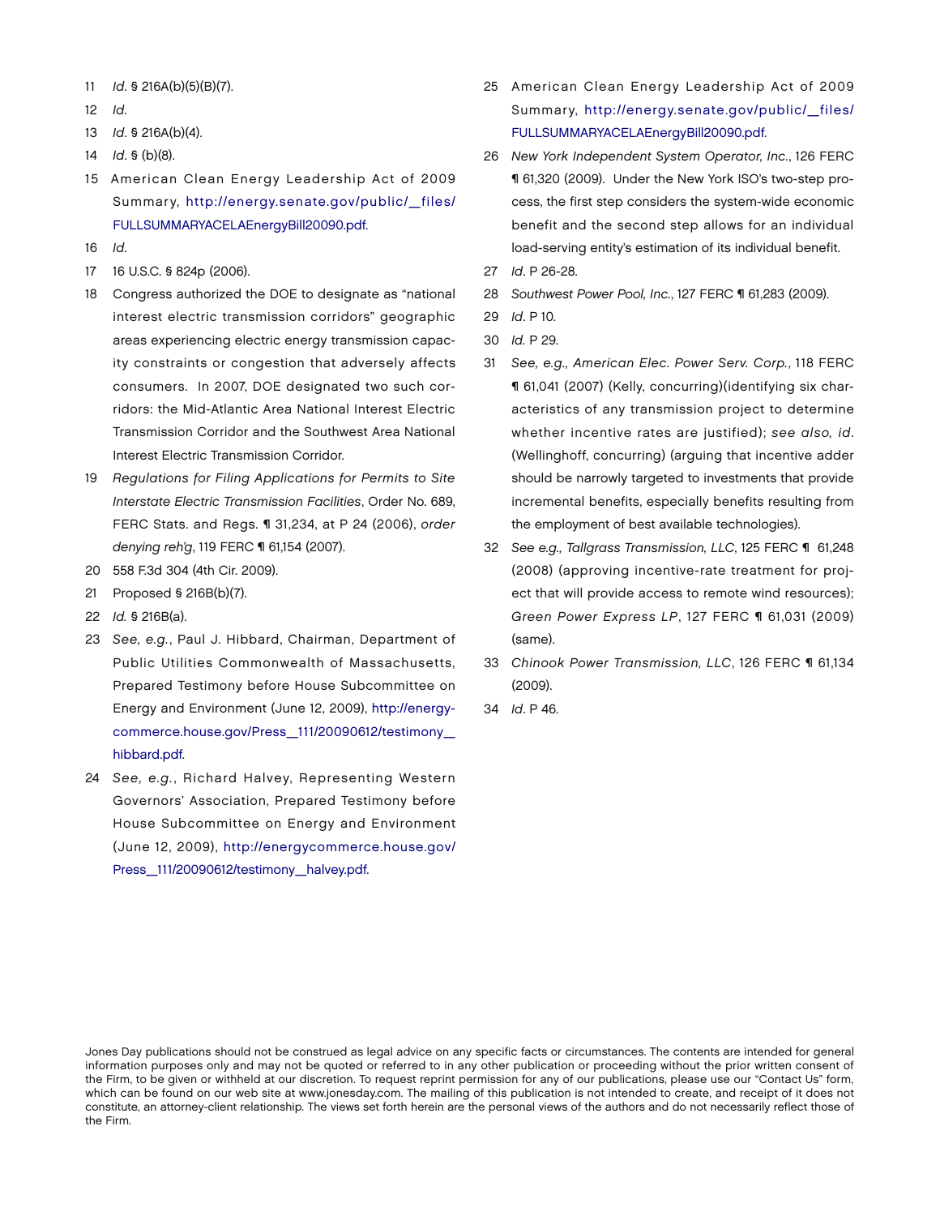11 *Id.* § 216A(b)(5)(B)(7).

12 *Id.*

13 *Id.* § 216A(b)(4).

14 *Id.* § (b)(8).

15 American Clean Energy Leadership Act of 2009 Summary, http://energy.senate.gov/public/__files/FULLSUMMARYACELAEnergyBill20090.pdf.

16 *Id.*

17 16 U.S.C. § 824p (2006).

18 Congress authorized the DOE to designate as "national interest electric transmission corridors" geographic areas experiencing electric energy transmission capacity constraints or congestion that adversely affects consumers. In 2007, DOE designated two such corridors: the Mid-Atlantic Area National Interest Electric Transmission Corridor and the Southwest Area National Interest Electric Transmission Corridor.

19 *Regulations for Filing Applications for Permits to Site Interstate Electric Transmission Facilities*, Order No. 689, FERC Stats. and Regs. ¶ 31,234, at P 24 (2006), *order denying reh'g*, 119 FERC ¶ 61,154 (2007).

20 558 F.3d 304 (4th Cir. 2009).

21 Proposed § 216B(b)(7).

22 *Id.* § 216B(a).

23 *See, e.g.*, Paul J. Hibbard, Chairman, Department of Public Utilities Commonwealth of Massachusetts, Prepared Testimony before House Subcommittee on Energy and Environment (June 12, 2009), http://energycommerce.house.gov/Press__111/20090612/testimony__hibbard.pdf.

24 *See, e.g.*, Richard Halvey, Representing Western Governors' Association, Prepared Testimony before House Subcommittee on Energy and Environment (June 12, 2009), http://energycommerce.house.gov/Press__111/20090612/testimony__halvey.pdf.

25 American Clean Energy Leadership Act of 2009 Summary, http://energy.senate.gov/public/__files/FULLSUMMARYACELAEnergyBill20090.pdf.

26 *New York Independent System Operator, Inc.*, 126 FERC ¶ 61,320 (2009). Under the New York ISO's two-step process, the first step considers the system-wide economic benefit and the second step allows for an individual load-serving entity's estimation of its individual benefit.

27 *Id.* P 26-28.

28 *Southwest Power Pool, Inc.*, 127 FERC ¶ 61,283 (2009).

29 *Id.* P 10.

30 *Id.* P 29.

31 *See, e.g., American Elec. Power Serv. Corp.*, 118 FERC ¶ 61,041 (2007) (Kelly, concurring)(identifying six characteristics of any transmission project to determine whether incentive rates are justified); *see also, id*. (Wellinghoff, concurring) (arguing that incentive adder should be narrowly targeted to investments that provide incremental benefits, especially benefits resulting from the employment of best available technologies).

32 *See e.g., Tallgrass Transmission, LLC*, 125 FERC ¶ 61,248 (2008) (approving incentive-rate treatment for project that will provide access to remote wind resources); *Green Power Express LP*, 127 FERC ¶ 61,031 (2009) (same).

33 *Chinook Power Transmission, LLC*, 126 FERC ¶ 61,134 (2009).

34 *Id.* P 46.

Jones Day publications should not be construed as legal advice on any specific facts or circumstances. The contents are intended for general information purposes only and may not be quoted or referred to in any other publication or proceeding without the prior written consent of the Firm, to be given or withheld at our discretion. To request reprint permission for any of our publications, please use our "Contact Us" form, which can be found on our web site at www.jonesday.com. The mailing of this publication is not intended to create, and receipt of it does not constitute, an attorney-client relationship. The views set forth herein are the personal views of the authors and do not necessarily reflect those of the Firm.